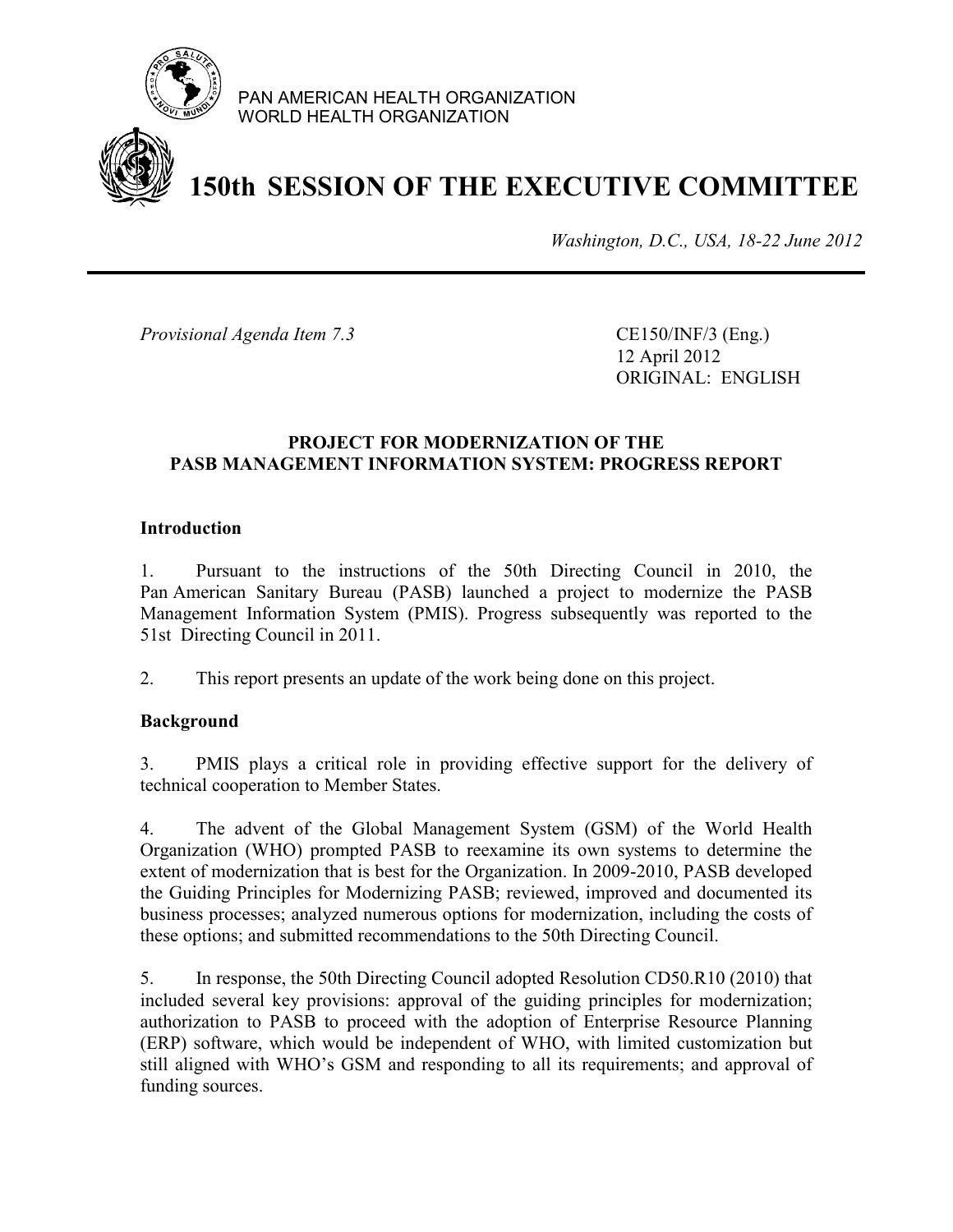PAN AMERICAN HEALTH ORGANIZATION
WORLD HEALTH ORGANIZATION

# 150th SESSION OF THE EXECUTIVE COMMITTEE

*Washington, D.C., USA, 18-22 June 2012*

*Provisional Agenda Item 7.3*

CE150/INF/3 (Eng.)
12 April 2012
ORIGINAL: ENGLISH

## PROJECT FOR MODERNIZATION OF THE PASB MANAGEMENT INFORMATION SYSTEM: PROGRESS REPORT

### Introduction

1. Pursuant to the instructions of the 50th Directing Council in 2010, the Pan American Sanitary Bureau (PASB) launched a project to modernize the PASB Management Information System (PMIS). Progress subsequently was reported to the 51st Directing Council in 2011.

2. This report presents an update of the work being done on this project.

### Background

3. PMIS plays a critical role in providing effective support for the delivery of technical cooperation to Member States.

4. The advent of the Global Management System (GSM) of the World Health Organization (WHO) prompted PASB to reexamine its own systems to determine the extent of modernization that is best for the Organization. In 2009-2010, PASB developed the Guiding Principles for Modernizing PASB; reviewed, improved and documented its business processes; analyzed numerous options for modernization, including the costs of these options; and submitted recommendations to the 50th Directing Council.

5. In response, the 50th Directing Council adopted Resolution CD50.R10 (2010) that included several key provisions: approval of the guiding principles for modernization; authorization to PASB to proceed with the adoption of Enterprise Resource Planning (ERP) software, which would be independent of WHO, with limited customization but still aligned with WHO's GSM and responding to all its requirements; and approval of funding sources.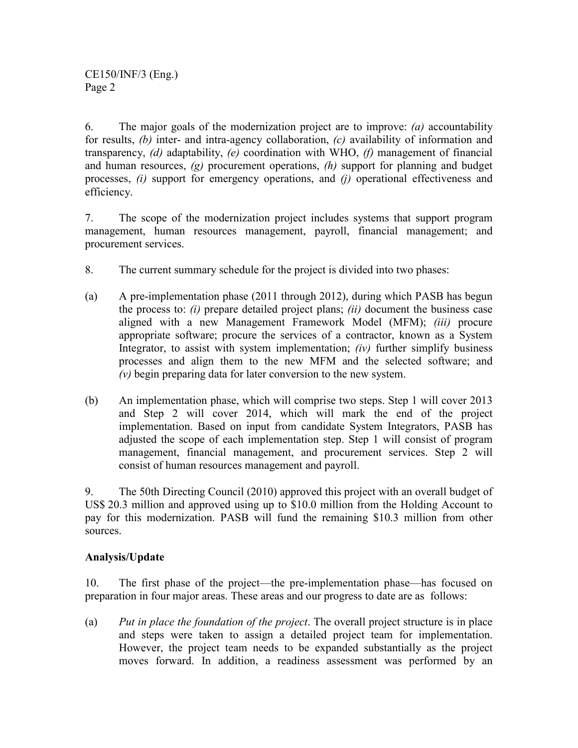6. The major goals of the modernization project are to improve: *(a)* accountability for results, *(b)* inter- and intra-agency collaboration, *(c)* availability of information and transparency, *(d)* adaptability, *(e)* coordination with WHO, *(f)* management of financial and human resources, *(g)* procurement operations, *(h)* support for planning and budget processes, *(i)* support for emergency operations, and *(j)* operational effectiveness and efficiency.

7. The scope of the modernization project includes systems that support program management, human resources management, payroll, financial management; and procurement services.

8. The current summary schedule for the project is divided into two phases:

(a) A pre-implementation phase (2011 through 2012), during which PASB has begun the process to: *(i)* prepare detailed project plans; *(ii)* document the business case aligned with a new Management Framework Model (MFM); *(iii)* procure appropriate software; procure the services of a contractor, known as a System Integrator, to assist with system implementation; *(iv)* further simplify business processes and align them to the new MFM and the selected software; and *(v)* begin preparing data for later conversion to the new system.

(b) An implementation phase, which will comprise two steps. Step 1 will cover 2013 and Step 2 will cover 2014, which will mark the end of the project implementation. Based on input from candidate System Integrators, PASB has adjusted the scope of each implementation step. Step 1 will consist of program management, financial management, and procurement services. Step 2 will consist of human resources management and payroll.

9. The 50th Directing Council (2010) approved this project with an overall budget of US$ 20.3 million and approved using up to $10.0 million from the Holding Account to pay for this modernization. PASB will fund the remaining $10.3 million from other sources.

**Analysis/Update**

10. The first phase of the project—the pre-implementation phase—has focused on preparation in four major areas. These areas and our progress to date are as follows:

(a) *Put in place the foundation of the project*. The overall project structure is in place and steps were taken to assign a detailed project team for implementation. However, the project team needs to be expanded substantially as the project moves forward. In addition, a readiness assessment was performed by an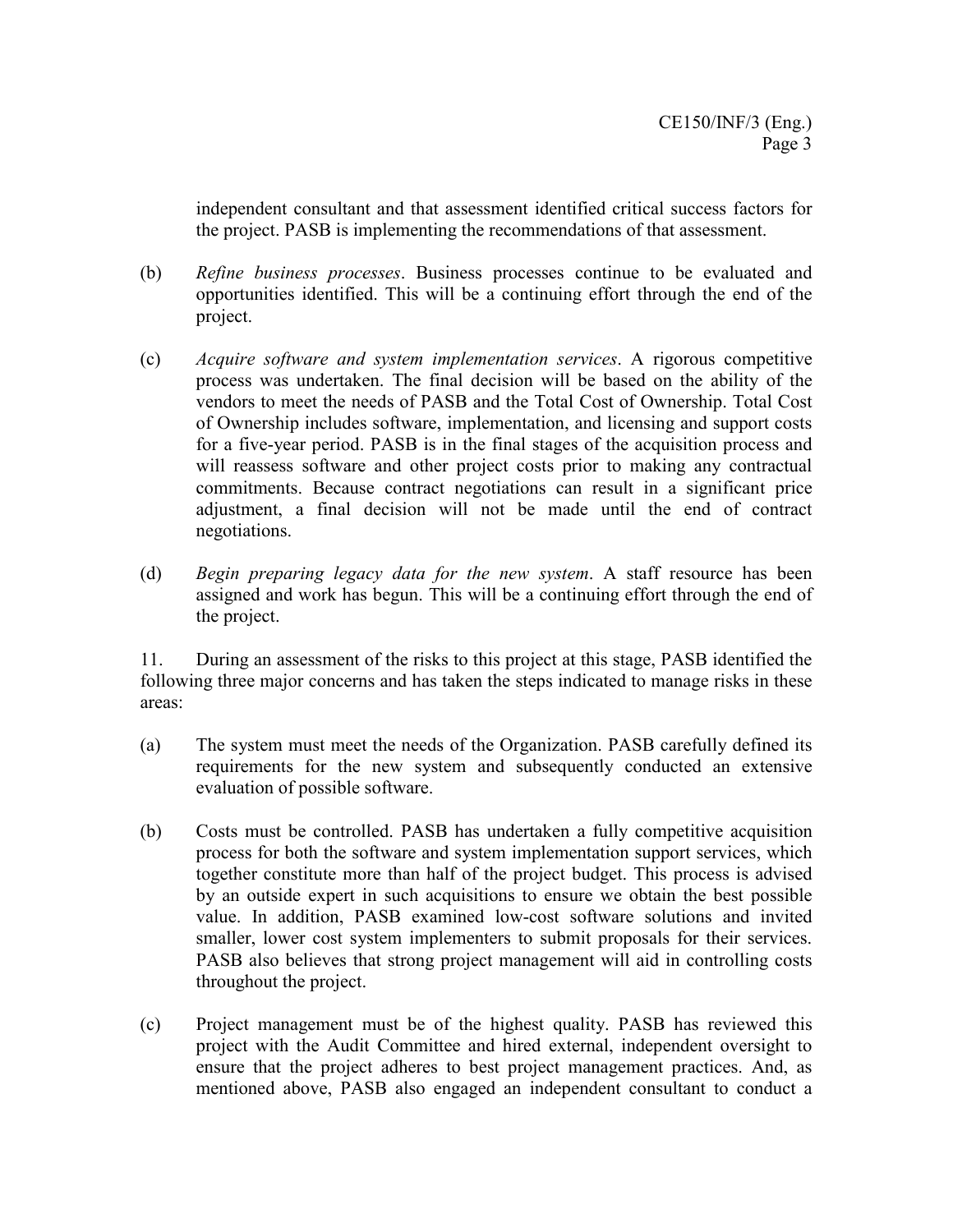independent consultant and that assessment identified critical success factors for the project. PASB is implementing the recommendations of that assessment.

(b) *Refine business processes*. Business processes continue to be evaluated and opportunities identified. This will be a continuing effort through the end of the project.

(c) *Acquire software and system implementation services*. A rigorous competitive process was undertaken. The final decision will be based on the ability of the vendors to meet the needs of PASB and the Total Cost of Ownership. Total Cost of Ownership includes software, implementation, and licensing and support costs for a five-year period. PASB is in the final stages of the acquisition process and will reassess software and other project costs prior to making any contractual commitments. Because contract negotiations can result in a significant price adjustment, a final decision will not be made until the end of contract negotiations.

(d) *Begin preparing legacy data for the new system*. A staff resource has been assigned and work has begun. This will be a continuing effort through the end of the project.

11. During an assessment of the risks to this project at this stage, PASB identified the following three major concerns and has taken the steps indicated to manage risks in these areas:

(a) The system must meet the needs of the Organization. PASB carefully defined its requirements for the new system and subsequently conducted an extensive evaluation of possible software.

(b) Costs must be controlled. PASB has undertaken a fully competitive acquisition process for both the software and system implementation support services, which together constitute more than half of the project budget. This process is advised by an outside expert in such acquisitions to ensure we obtain the best possible value. In addition, PASB examined low-cost software solutions and invited smaller, lower cost system implementers to submit proposals for their services. PASB also believes that strong project management will aid in controlling costs throughout the project.

(c) Project management must be of the highest quality. PASB has reviewed this project with the Audit Committee and hired external, independent oversight to ensure that the project adheres to best project management practices. And, as mentioned above, PASB also engaged an independent consultant to conduct a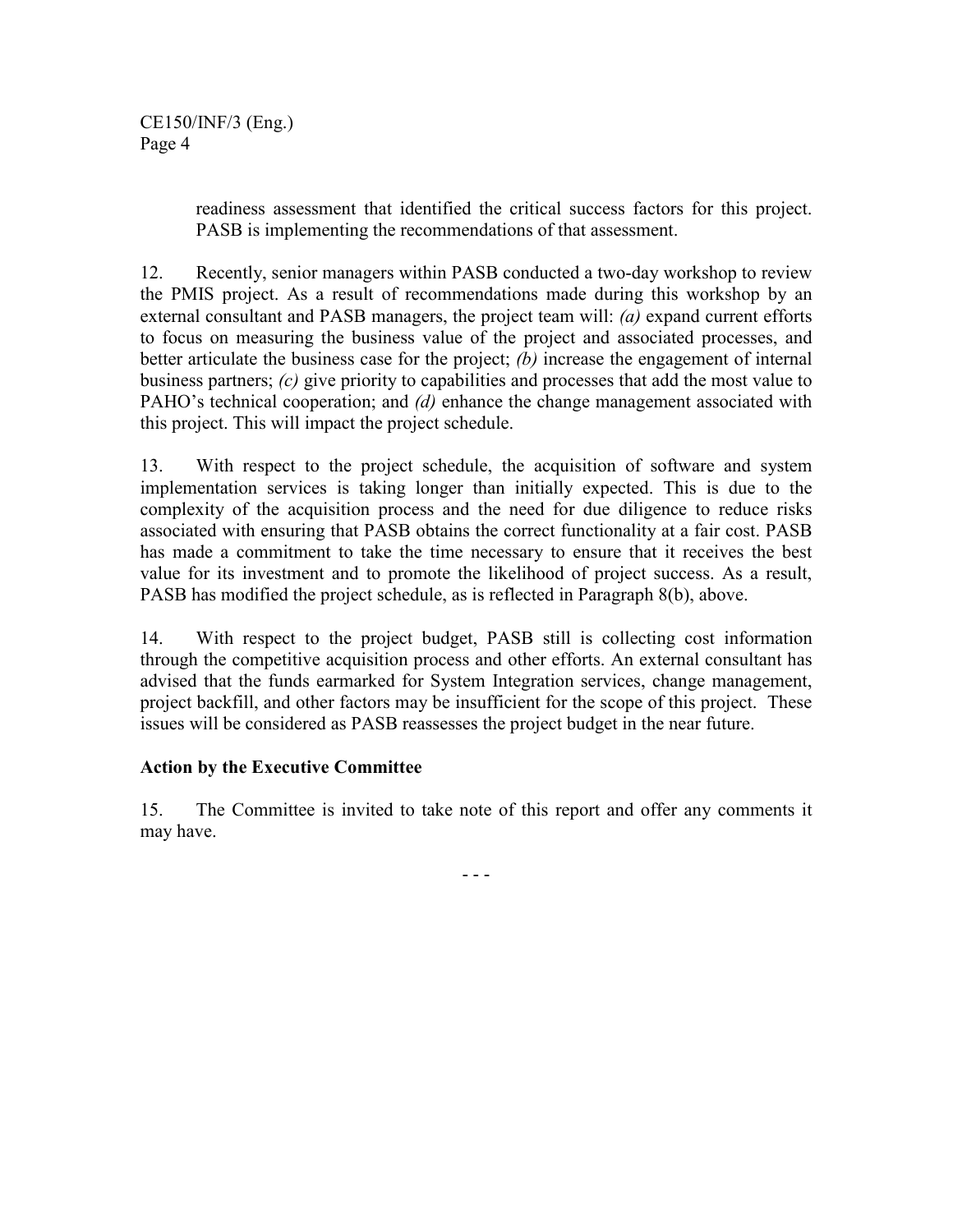readiness assessment that identified the critical success factors for this project. PASB is implementing the recommendations of that assessment.

12. Recently, senior managers within PASB conducted a two-day workshop to review the PMIS project. As a result of recommendations made during this workshop by an external consultant and PASB managers, the project team will: *(a)* expand current efforts to focus on measuring the business value of the project and associated processes, and better articulate the business case for the project; *(b)* increase the engagement of internal business partners; *(c)* give priority to capabilities and processes that add the most value to PAHO's technical cooperation; and *(d)* enhance the change management associated with this project. This will impact the project schedule.

13. With respect to the project schedule, the acquisition of software and system implementation services is taking longer than initially expected. This is due to the complexity of the acquisition process and the need for due diligence to reduce risks associated with ensuring that PASB obtains the correct functionality at a fair cost. PASB has made a commitment to take the time necessary to ensure that it receives the best value for its investment and to promote the likelihood of project success. As a result, PASB has modified the project schedule, as is reflected in Paragraph 8(b), above.

14. With respect to the project budget, PASB still is collecting cost information through the competitive acquisition process and other efforts. An external consultant has advised that the funds earmarked for System Integration services, change management, project backfill, and other factors may be insufficient for the scope of this project. These issues will be considered as PASB reassesses the project budget in the near future.

**Action by the Executive Committee**

15. The Committee is invited to take note of this report and offer any comments it may have.

- - -